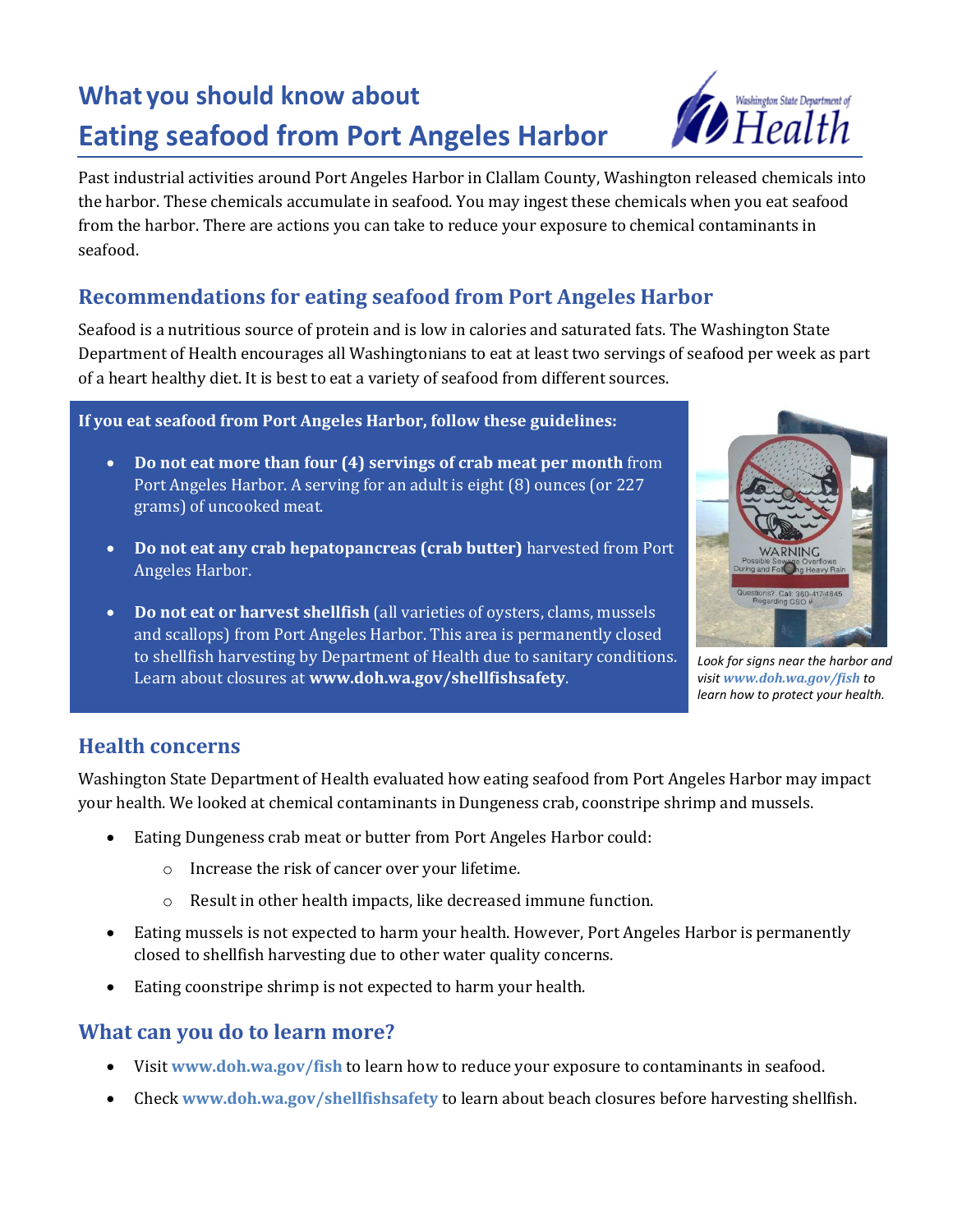# What you should know about Eating seafood from Port Angeles Harbor

Past industrial activities around Port Angeles Harbor in Clallam County, Washington released chemicals into the harbor. These chemicals accumulate in seafood. You may ingest these chemicals when you eat seafood from the harbor. There are actions you can take to reduce your exposure to chemical contaminants in seafood.

## Recommendations for eating seafood from Port Angeles Harbor

Seafood is a nutritious source of protein and is low in calories and saturated fats. The Washington State Department of Health encourages all Washingtonians to eat at least two servings of seafood per week as part of a heart healthy diet. It is best to eat a variety of seafood from different sources.

**If you eat seafood from Port Angeles Harbor, follow these guidelines:**

- **Do not eat more than four (4) servings of crab meat per month** from Port Angeles Harbor. A serving for an adult is eight (8) ounces (or 227 grams) of uncooked meat.
- **Do not eat any crab hepatopancreas (crab butter)** harvested from Port Angeles Harbor.
- **Do not eat or harvest shellfish** (all varieties of oysters, clams, mussels and scallops) from Port Angeles Harbor. This area is permanently closed to shellfish harvesting by Department of Health due to sanitary conditions. Learn about closures at **www.doh.wa.gov/shellfishsafety**.

*Look for signs near the harbor and visit **www.doh.wa.gov/fish** to learn how to protect your health.*

## Health concerns

Washington State Department of Health evaluated how eating seafood from Port Angeles Harbor may impact your health. We looked at chemical contaminants in Dungeness crab, coonstripe shrimp and mussels.

- Eating Dungeness crab meat or butter from Port Angeles Harbor could:
  - Increase the risk of cancer over your lifetime.
  - Result in other health impacts, like decreased immune function.
- Eating mussels is not expected to harm your health. However, Port Angeles Harbor is permanently closed to shellfish harvesting due to other water quality concerns.
- Eating coonstripe shrimp is not expected to harm your health.

## What can you do to learn more?

- Visit **www.doh.wa.gov/fish** to learn how to reduce your exposure to contaminants in seafood.
- Check **www.doh.wa.gov/shellfishsafety** to learn about beach closures before harvesting shellfish.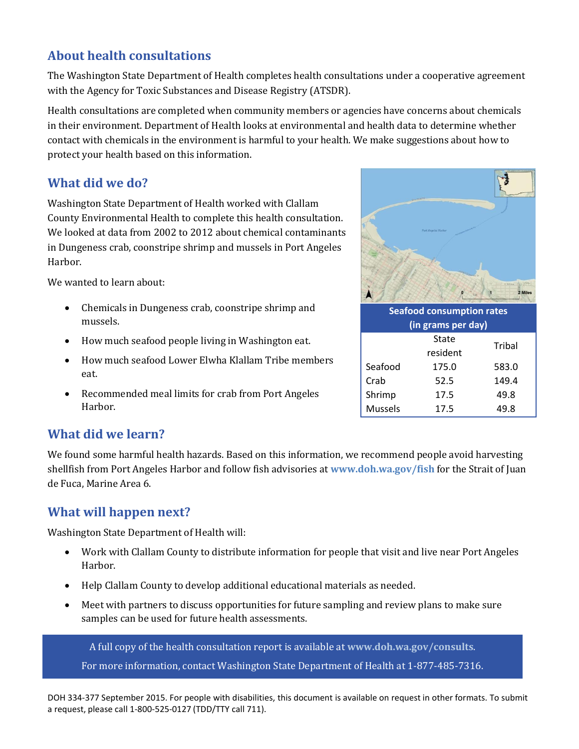## About health consultations

The Washington State Department of Health completes health consultations under a cooperative agreement with the Agency for Toxic Substances and Disease Registry (ATSDR).

Health consultations are completed when community members or agencies have concerns about chemicals in their environment. Department of Health looks at environmental and health data to determine whether contact with chemicals in the environment is harmful to your health. We make suggestions about how to protect your health based on this information.

## What did we do?

Washington State Department of Health worked with Clallam County Environmental Health to complete this health consultation. We looked at data from 2002 to 2012 about chemical contaminants in Dungeness crab, coonstripe shrimp and mussels in Port Angeles Harbor.

We wanted to learn about:

- Chemicals in Dungeness crab, coonstripe shrimp and mussels.
- How much seafood people living in Washington eat.
- How much seafood Lower Elwha Klallam Tribe members eat.
- Recommended meal limits for crab from Port Angeles Harbor.

**Seafood consumption rates (in grams per day)**

| | State resident | Tribal |
|---|---|---|
| Seafood | 175.0 | 583.0 |
| Crab | 52.5 | 149.4 |
| Shrimp | 17.5 | 49.8 |
| Mussels | 17.5 | 49.8 |

## What did we learn?

We found some harmful health hazards. Based on this information, we recommend people avoid harvesting shellfish from Port Angeles Harbor and follow fish advisories at **www.doh.wa.gov/fish** for the Strait of Juan de Fuca, Marine Area 6.

## What will happen next?

Washington State Department of Health will:

- Work with Clallam County to distribute information for people that visit and live near Port Angeles Harbor.
- Help Clallam County to develop additional educational materials as needed.
- Meet with partners to discuss opportunities for future sampling and review plans to make sure samples can be used for future health assessments.

A full copy of the health consultation report is available at **www.doh.wa.gov/consults**.

For more information, contact Washington State Department of Health at 1-877-485-7316.

DOH 334-377 September 2015. For people with disabilities, this document is available on request in other formats. To submit a request, please call 1-800-525-0127 (TDD/TTY call 711).